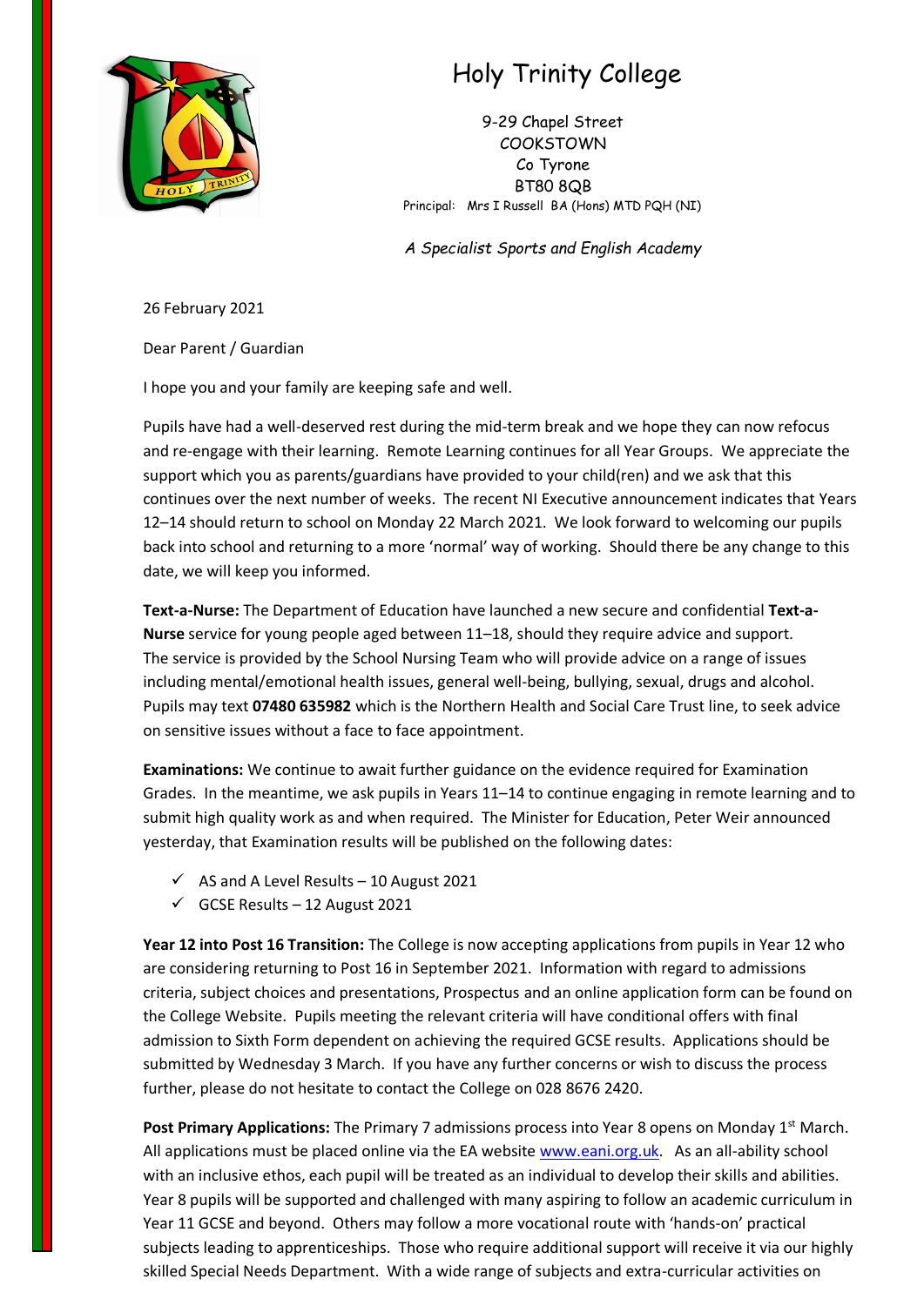# Holy Trinity College

9-29 Chapel Street
COOKSTOWN
Co Tyrone
BT80 8QB
Principal: Mrs I Russell BA (Hons) MTD PQH (NI)

*A Specialist Sports and English Academy*

26 February 2021

Dear Parent / Guardian

I hope you and your family are keeping safe and well.

Pupils have had a well-deserved rest during the mid-term break and we hope they can now refocus and re-engage with their learning. Remote Learning continues for all Year Groups. We appreciate the support which you as parents/guardians have provided to your child(ren) and we ask that this continues over the next number of weeks. The recent NI Executive announcement indicates that Years 12–14 should return to school on Monday 22 March 2021. We look forward to welcoming our pupils back into school and returning to a more 'normal' way of working. Should there be any change to this date, we will keep you informed.

**Text-a-Nurse:** The Department of Education have launched a new secure and confidential **Text-a-Nurse** service for young people aged between 11–18, should they require advice and support. The service is provided by the School Nursing Team who will provide advice on a range of issues including mental/emotional health issues, general well-being, bullying, sexual, drugs and alcohol. Pupils may text **07480 635982** which is the Northern Health and Social Care Trust line, to seek advice on sensitive issues without a face to face appointment.

**Examinations:** We continue to await further guidance on the evidence required for Examination Grades. In the meantime, we ask pupils in Years 11–14 to continue engaging in remote learning and to submit high quality work as and when required. The Minister for Education, Peter Weir announced yesterday, that Examination results will be published on the following dates:

- ✓ AS and A Level Results – 10 August 2021
- ✓ GCSE Results – 12 August 2021

**Year 12 into Post 16 Transition:** The College is now accepting applications from pupils in Year 12 who are considering returning to Post 16 in September 2021. Information with regard to admissions criteria, subject choices and presentations, Prospectus and an online application form can be found on the College Website. Pupils meeting the relevant criteria will have conditional offers with final admission to Sixth Form dependent on achieving the required GCSE results. Applications should be submitted by Wednesday 3 March. If you have any further concerns or wish to discuss the process further, please do not hesitate to contact the College on 028 8676 2420.

**Post Primary Applications:** The Primary 7 admissions process into Year 8 opens on Monday 1st March. All applications must be placed online via the EA website www.eani.org.uk. As an all-ability school with an inclusive ethos, each pupil will be treated as an individual to develop their skills and abilities. Year 8 pupils will be supported and challenged with many aspiring to follow an academic curriculum in Year 11 GCSE and beyond. Others may follow a more vocational route with 'hands-on' practical subjects leading to apprenticeships. Those who require additional support will receive it via our highly skilled Special Needs Department. With a wide range of subjects and extra-curricular activities on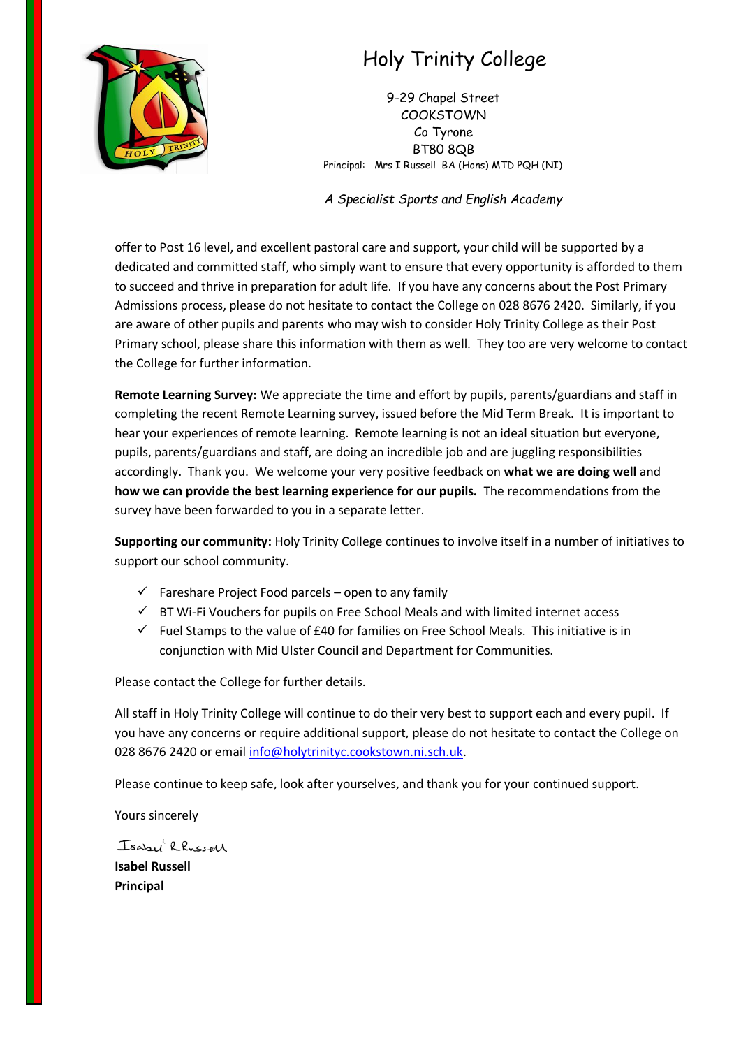# Holy Trinity College

9-29 Chapel Street
COOKSTOWN
Co Tyrone
BT80 8QB
Principal: Mrs I Russell BA (Hons) MTD PQH (NI)

*A Specialist Sports and English Academy*

offer to Post 16 level, and excellent pastoral care and support, your child will be supported by a dedicated and committed staff, who simply want to ensure that every opportunity is afforded to them to succeed and thrive in preparation for adult life. If you have any concerns about the Post Primary Admissions process, please do not hesitate to contact the College on 028 8676 2420. Similarly, if you are aware of other pupils and parents who may wish to consider Holy Trinity College as their Post Primary school, please share this information with them as well. They too are very welcome to contact the College for further information.

**Remote Learning Survey:** We appreciate the time and effort by pupils, parents/guardians and staff in completing the recent Remote Learning survey, issued before the Mid Term Break. It is important to hear your experiences of remote learning. Remote learning is not an ideal situation but everyone, pupils, parents/guardians and staff, are doing an incredible job and are juggling responsibilities accordingly. Thank you. We welcome your very positive feedback on **what we are doing well** and **how we can provide the best learning experience for our pupils.** The recommendations from the survey have been forwarded to you in a separate letter.

**Supporting our community:** Holy Trinity College continues to involve itself in a number of initiatives to support our school community.

- ✓ Fareshare Project Food parcels – open to any family
- ✓ BT Wi-Fi Vouchers for pupils on Free School Meals and with limited internet access
- ✓ Fuel Stamps to the value of £40 for families on Free School Meals. This initiative is in conjunction with Mid Ulster Council and Department for Communities.

Please contact the College for further details.

All staff in Holy Trinity College will continue to do their very best to support each and every pupil. If you have any concerns or require additional support, please do not hesitate to contact the College on 028 8676 2420 or email info@holytrinityc.cookstown.ni.sch.uk.

Please continue to keep safe, look after yourselves, and thank you for your continued support.

Yours sincerely

Isabel R Russell

**Isabel Russell**
**Principal**